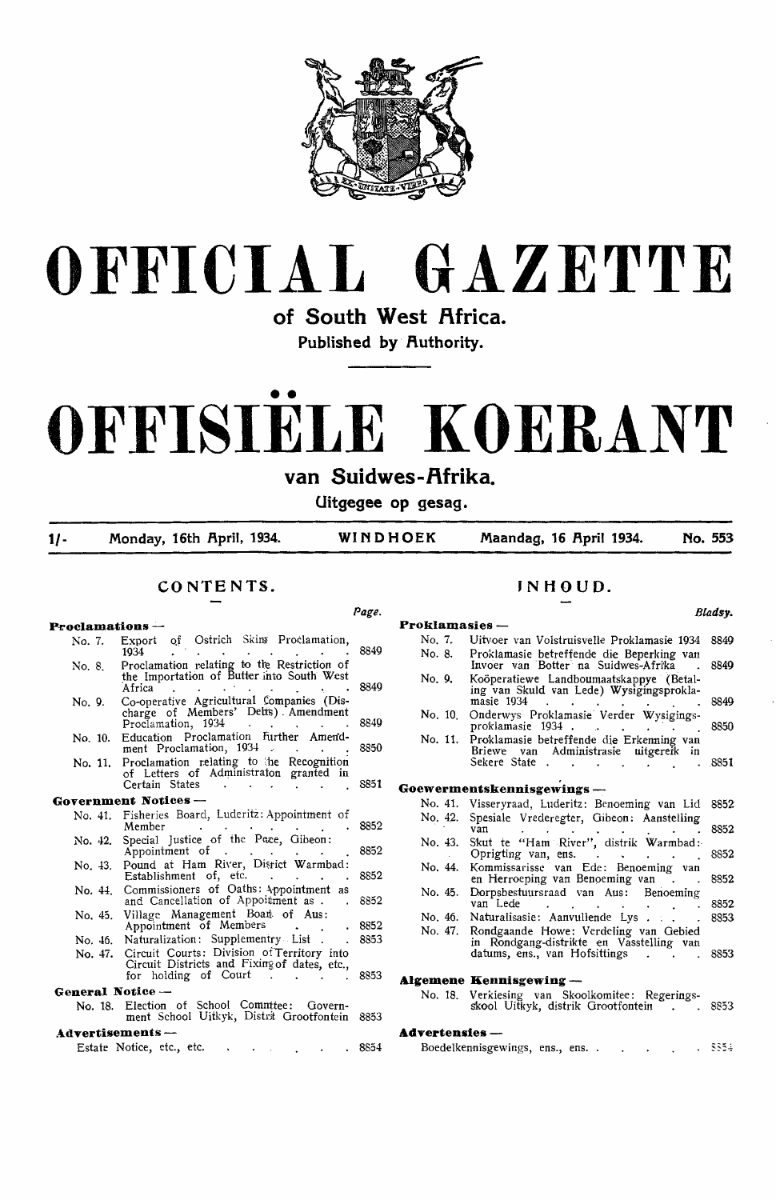# OFFICIAL GAZETTE

## of South West Africa.

**Published by Authority.**

# OFFISIËLE KOERANT

## van Suidwes-Afrika.

**Uitgegee op gesag.**

1/- Monday, 16th April, 1934. **WINDHOEK** Maandag, 16 April 1934. No. 553

## CONTENTS.

| | | Page. |
|---|---|---|
| **Proclamations —** | | |
| No. 7. | Export of Ostrich Skins Proclamation, 1934 | 8849 |
| No. 8. | Proclamation relating to the Restriction of the Importation of Butter into South West Africa | 8849 |
| No. 9. | Co-operative Agricultural Companies (Discharge of Members' Debts) Amendment Proclamation, 1934 | 8849 |
| No. 10. | Education Proclamation Further Amendment Proclamation, 1934 | 8850 |
| No. 11. | Proclamation relating to the Recognition of Letters of Administration granted in Certain States | 8851 |
| **Government Notices —** | | |
| No. 41. | Fisheries Board, Luderitz: Appointment of Member | 8852 |
| No. 42. | Special Justice of the Peace, Gibeon: Appointment of | 8852 |
| No. 43. | Pound at Ham River, District Warmbad: Establishment of, etc. | 8852 |
| No. 44. | Commissioners of Oaths: Appointment as and Cancellation of Appointment as | 8852 |
| No. 45. | Village Management Board of Aus: Appointment of Members | 8852 |
| No. 46. | Naturalization: Supplementry List | 8853 |
| No. 47. | Circuit Courts: Division of Territory into Circuit Districts and Fixing of dates, etc., for holding of Court | 8853 |
| **General Notice —** | | |
| No. 18. | Election of School Committee: Government School Uitkyk, District Grootfontein | 8853 |
| **Advertisements —** | | |
| | Estate Notice, etc., etc. | 8854 |

## INHOUD.

| | | Bladsy. |
|---|---|---|
| **Proklamasies —** | | |
| No. 7. | Uitvoer van Volstruisvelle Proklamasie 1934 | 8849 |
| No. 8. | Proklamasie betreffende die Beperking van Invoer van Botter na Suidwes-Afrika | 8849 |
| No. 9. | Koöperatiewe Landboumaatskappye (Betaling van Skuld van Lede) Wysigingsproklamasie 1934 | 8849 |
| No. 10. | Onderwys Proklamasie Verder Wysigingsproklamasie 1934 | 8850 |
| No. 11. | Proklamasie betreffende die Erkenning van Briewe van Administrasie uitgereik in Sekere State | 8851 |
| **Goewermentskennisgewings —** | | |
| No. 41. | Visseryraad, Luderitz: Benoeming van Lid | 8852 |
| No. 42. | Spesiale Vrederegter, Gibeon: Aanstelling van | 8852 |
| No. 43. | Skut te "Ham River", distrik Warmbad: Oprigting van, ens. | 8852 |
| No. 44. | Kommissarisse van Ede: Benoeming van en Herroeping van Benoeming van | 8852 |
| No. 45. | Dorpsbestuursraad van Aus: Benoeming van Lede | 8852 |
| No. 46. | Naturalisasie: Aanvullende Lys | 8853 |
| No. 47. | Rondgaande Howe: Verdeling van Gebied in Rondgang-distrikte en Vasstelling van datums, ens., van Hofsittings | 8853 |
| **Algemene Kennisgewing —** | | |
| No. 18. | Verkiesing van Skoolkomitee: Regeringskool Uitkyk, distrik Grootfontein | 8853 |
| **Advertensies —** | | |
| | Boedelkennisgewings, ens., ens. | 8854 |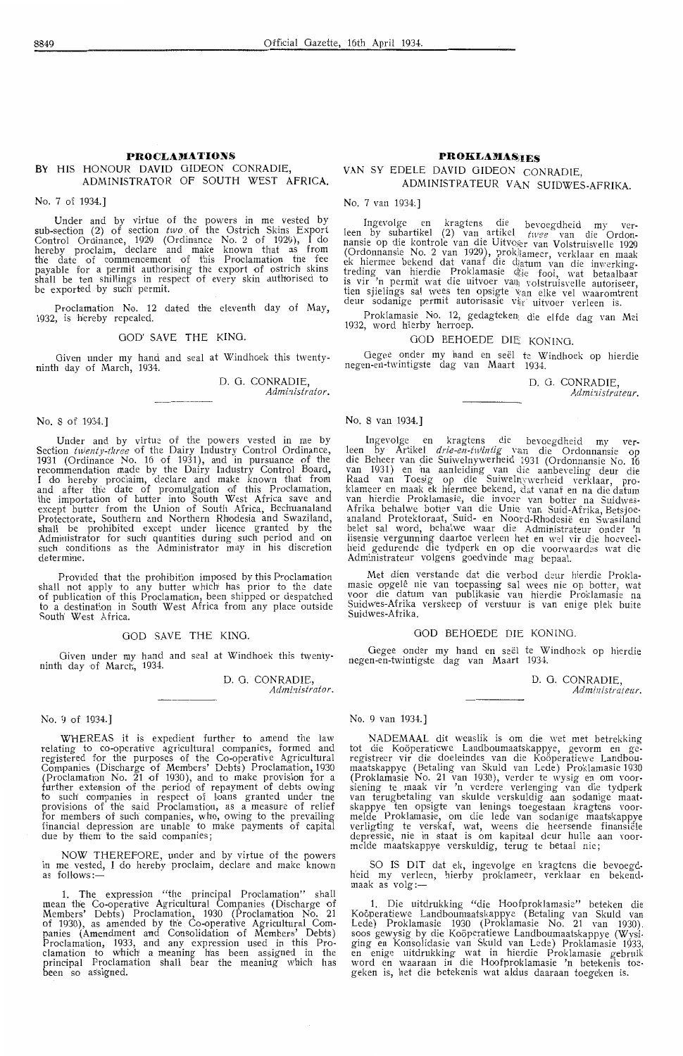## PROCLAMATIONS

### BY HIS HONOUR DAVID GIDEON CONRADIE, ADMINISTRATOR OF SOUTH WEST AFRICA.

No. 7 of 1934.]

Under and by virtue of the powers in me vested by sub-section (2) of section *two* of the Ostrich Skins Export Control Ordinance, 1929 (Ordinance No. 2 of 1929), I do hereby proclaim, declare and make known that as from the date of commencement of this Proclamation the fee payable for a permit authorising the export of ostrich skins shall be ten shillings in respect of every skin authorised to be exported by such permit.

Proclamation No. 12 dated the eleventh day of May, 1932, is hereby repealed.

GOD SAVE THE KING.

Given under my hand and seal at Windhoek this twenty-ninth day of March, 1934.

D. G. CONRADIE,
*Administrator.*

---

No. 8 of 1934.]

Under and by virtue of the powers vested in me by Section *twenty-three* of the Dairy Industry Control Ordinance, 1931 (Ordinance No. 16 of 1931), and in pursuance of the recommendation made by the Dairy Industry Control Board, I do hereby proclaim, declare and make known that from and after the date of promulgation of this Proclamation, the importation of butter into South West Africa save and except butter from the Union of South Africa, Bechuanaland Protectorate, Southern and Northern Rhodesia and Swaziland, shall be prohibited except under licence granted by the Administrator for such quantities during such period and on such conditions as the Administrator may in his discretion determine.

Provided that the prohibition imposed by this Proclamation shall not apply to any butter which has prior to the date of publication of this Proclamation, been shipped or despatched to a destination in South West Africa from any place outside South West Africa.

GOD SAVE THE KING.

Given under my hand and seal at Windhoek this twenty-ninth day of March, 1934.

D. G. CONRADIE,
*Administrator.*

---

No. 9 of 1934.]

WHEREAS it is expedient further to amend the law relating to co-operative agricultural companies, formed and registered for the purposes of the Co-operative Agricultural Companies (Discharge of Members' Debts) Proclamation, 1930 (Proclamation No. 21 of 1930), and to make provision for a further extension of the period of repayment of debts owing to such companies in respect of loans granted under the provisions of the said Proclamation, as a measure of relief for members of such companies, who, owing to the prevailing financial depression are unable to make payments of capital due by them to the said companies;

NOW THEREFORE, under and by virtue of the powers in me vested, I do hereby proclaim, declare and make known as follows:—

1. The expression "the principal Proclamation" shall mean the Co-operative Agricultural Companies (Discharge of Members' Debts) Proclamation, 1930 (Proclamation No. 21 of 1930), as amended by the Co-operative Agricultural Companies (Amendment and Consolidation of Members' Debts) Proclamation, 1933, and any expression used in this Proclamation to which a meaning has been assigned in the principal Proclamation shall bear the meaning which has been so assigned.

## PROKLAMASIES

### VAN SY EDELE DAVID GIDEON CONRADIE, ADMINISTRATEUR VAN SUIDWES-AFRIKA.

No. 7 van 1934.]

Ingevolge en kragtens die bevoegdheid my verleen by subartikel (2) van artikel *twee* van die Ordonnansie op die kontrole van die Uitvoer van Volstruisvelle 1929 (Ordonnansie No. 2 van 1929), proklameer, verklaar en maak ek hiermee bekend dat vanaf die datum van die inwerkingtreding van hierdie Proklamasie die fooi, wat betaalbaar is vir 'n permit wat die uitvoer van volstruisvelle autoriseer, tien sjielings sal wees ten opsigte van elke vel waaromtrent deur sodanige permit autorisasie vir uitvoer verleen is.

Proklamasie No. 12, gedateken die elfde dag van Mei 1932, word hierby herroep.

GOD BEHOEDE DIE KONING.

Gegee onder my hand en seël te Windhoek op hierdie negen-en-twintigste dag van Maart 1934.

D. G. CONRADIE,
*Administrateur.*

---

No. 8 van 1934.]

Ingevolge en kragtens die bevoegdheid my verleen by Artikel *drie-en-twintig* van die Ordonnansie op die Beheer van die Suiwelnywerheid 1931 (Ordonnansie No. 16 van 1931) en na aanleiding van die aanbeveling deur die Raad van Toesig op die Suiwelnywerheid verklaar, proklameer en maak ek hiermee bekend, dat vanaf en na die datum van hierdie Proklamasie, die invoer van botter na Suidwes-Afrika behalwe botter van die Unie van Suid-Afrika, Betsjoeanaland Protektoraat, Suid- en Noord-Rhodesië en Swasiland belet sal word, behalwe waar die Administrateur onder 'n lisensie vergunning daartoe verleen het en wel vir die hoeveelheid gedurende die tydperk en op die voorwaardes wat die Administrateur volgens goedvinde mag bepaal.

Met dien verstande dat die verbod deur hierdie Proklamasie opgelê nie van toepassing sal wees nie op botter, wat voor die datum van publikasie van hierdie Proklamasie na Suidwes-Afrika verskeep of verstuur is van enige plek buite Suidwes-Afrika.

GOD BEHOEDE DIE KONING.

Gegee onder my hand en seël te Windhoek op hierdie negen-en-twintigste dag van Maart 1934.

D. G. CONRADIE,
*Administrateur.*

---

No. 9 van 1934.]

NADEMAAL dit wenslik is om die wet met betrekking tot die Koöperatiewe Landboumaatskappye, gevorm en geregistreer vir die doeleindes van die Koöperatiewe Landboumaatskappye (Betaling van Skuld van Lede) Proklamasie 1930 (Proklamasie No. 21 van 1930), verder te wysig en om voorsiening te maak vir 'n verdere verlenging van die tydperk van terugbetaling van skulde verskuldig aan sodanige maatskappye ten opsigte van lenings toegestaan kragtens voormelde Proklamasie, om die lede van sodanige maatskappye verligting te verskaf, wat, weens die heersende finansiële depressie, nie in staat is om kapitaal deur hulle aan voormelde maatskappye verskuldig, terug te betaal nie;

SO IS DIT dat ek, ingevolge en kragtens die bevoegdheid my verleen, hierby proklameer, verklaar en bekendmaak as volg:—

1. Die uitdrukking "die Hoofproklamasie" beteken die Koöperatiewe Landboumaatskappye (Betaling van Skuld van Lede) Proklamasie 1930 (Proklamasie No. 21 van 1930), soos gewysig by die Koöperatiewe Landboumaatskappye (Wysiging en Konsolidasie van Skuld van Lede) Proklamasie 1933, en enige uitdrukking wat in hierdie Proklamasie gebruik word en waaraan in die Hoofproklamasie 'n betekenis toegeken is, het die betekenis wat aldus daaraan toegeken is.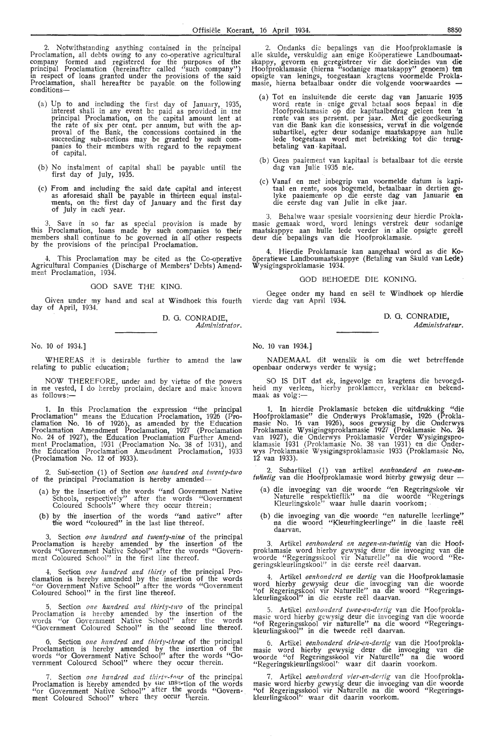2. Notwithstanding anything contained in the principal Proclamation, all debts owing to any co-operative agricultural company formed and registered for the purposes of the principal Proclamation (hereinafter called "such company") in respect of loans granted under the provisions of the said Proclamation, shall hereafter be payable on the following conditions—

(a) Up to and including the first day of January, 1935, interest shall in any event be paid as provided in the principal Proclamation, on the capital amount lent at the rate of six per cent. per annum, but with the approval of the Bank, the concessions contained in the succeeding sub-sections may be granted by such companies to their members with regard to the repayment of capital.

(b) No instalment of capital shall be payable until the first day of July, 1935.

(c) From and including the said date capital and interest as aforesaid shall be payable in thirteen equal instalments, on the first day of January and the first day of July in each year.

3. Save in so far as special provision is made by this Proclamation, loans made by such companies to their members shall continue to be governed in all other respects by the provisions of the principal Proclamation.

4. This Proclamation may be cited as the Co-operative Agricultural Companies (Discharge of Members' Debts) Amendment Proclamation, 1934.

GOD SAVE THE KING.

Given under my hand and seal at Windhoek this fourth day of April, 1934.

D. G. CONRADIE,
*Administrator.*

---

No. 10 of 1934.]

WHEREAS it is desirable further to amend the law relating to public education;

NOW THEREFORE, under and by virtue of the powers in me vested, I do hereby proclaim, declare and make known as follows:—

1. In this Proclamation the expression "the principal Proclamation" means the Education Proclamation, 1926 (Proclamation No. 16 of 1926), as amended by the Education Proclamation Amendment Proclamation, 1927 (Proclamation No. 24 of 1927), the Education Proclamation Further Amendment Proclamation, 1931 (Proclamation No. 38 of 1931), and the Education Proclamation Amendment Proclamation, 1933 (Proclamation No. 12 of 1933).

2. Sub-section (1) of Section *one hundred and twenty-two* of the principal Proclamation is hereby amended—

(a) by the insertion of the words "and Government Native Schools, respectively" after the words "Government Coloured Schools" where they occur therein;

(b) by the insertion of the words "and native" after the word "coloured" in the last line thereof.

3. Section *one hundred and twenty-nine* of the principal Proclamation is hereby amended by the insertion of the words "Government Native School" after the words "Government Coloured School" in the first line thereof.

4. Section *one hundred and thirty* of the principal Proclamation is hereby amended by the insertion of the words "or Government Native School" after the words "Government Coloured School" in the first line thereof.

5. Section *one hundred and thirty-two* of the principal Proclamation is hereby amended by the insertion of the words "or Government Native School" after the words "Government Coloured School" in the second line thereof.

6. Section *one hundred and thirty-three* of the principal Proclamation is hereby amended by the insertion of the words "or Government Native School" after the words "Government Coloured School" where they occur therein.

7. Section *one hundred and thirty-four* of the principal Proclamation is hereby amended by the insertion of the words "or Government Native School" after the words "Government Coloured School" where they occur therein.

---

2. Ondanks die bepalings van die Hoofproklamasie is alle skulde, verskuldig aan enige Koöperatiewe Landboumaatskappy, gevorm en geregistreer vir die doeleindes van die Hoofproklamasie (hierna "sodanige maatskappy" genoem) ten opsigte van lenings, toegestaan kragtens voormelde Proklamasie, hierna betaalbaar onder die volgende voorwaardes —

(a) Tot en insluitende die eerste dag van Januarie 1935 word rente in enige geval betaal soos bepaal in die Hoofproklamasie op die kapitaalbedrag geleen teen 'n rente van ses persent. per jaar. Met die goedkeuring van die Bank kan die konsessies, vervat in die volgende subartikel, egter deur sodanige maatskappye aan hulle lede toegestaan word met betrekking tot die terugbetaling van kapitaal.

(b) Geen paaiement van kapitaal is betaalbaar tot die eerste dag van Julie 1935 nie.

(c) Vanaf en met inbegrip van voormelde datum is kapitaal en rente, soos bogemeld, betaalbaar in dertien gelyke paaiemente op die eerste dag van Januarie en die eerste dag van Julie in elke jaar.

3. Behalwe waar spesiale voorsiening deur hierdie Proklamasie gemaak word, word lenings verstrek deur sodanige maatskappye aan hulle lede verder in alle opsigte gereël deur die bepalings van die Hoofproklamasie.

4. Hierdie Proklamasie kan aangehaal word as die Koöperatiewe Landboumaatskappye (Betaling van Skuld van Lede) Wysigingsproklamasie 1934.

GOD BEHOEDE DIE KONING.

Gegee onder my hand en seël te Windhoek op hierdie vierde dag van April 1934.

D. G. CONRADIE,
*Administrateur.*

---

No. 10 van 1934.]

NADEMAAL dit wenslik is om die wet betreffende openbaar onderwys verder te wysig;

SO IS DIT dat ek, ingevolge en kragtens die bevoegdheid my verleen, hierby proklameer, verklaar en bekendmaak as volg:—

1. In hierdie Proklamasie beteken die uitdrukking "die Hoofproklamasie" die Onderwys Proklamasie, 1926 (Proklamasie No. 16 van 1926), soos gewysig by die Onderwys Proklamasie Wysigingsproklamasie 1927 (Proklamasie No. 24 van 1927), die Onderwys Proklamasie Verder Wysigingsproklamasie 1931 (Proklamasie No. 38 van 1931) en die Onderwys Proklamasie Wysigingsproklamasie 1933 (Proklamasie No. 12 van 1933).

2. Subartikel (1) van artikel *eenhonderd en twee-en-twintig* van die Hoofproklamasie word hierby gewysig deur —

(a) die invoeging van die woorde "en Regeringskole vir Naturelle respektieflik" na die woorde "Regerings Kleurlingskole" waar hulle daarin voorkom;

(b) die invoeging van die woorde "en naturelle leerlinge" na die woord "Kleurlingleerlinge" in die laaste reël daarvan.

3. Artikel *eenhonderd en negen-en-twintig* van die Hoofproklamasie word hierby gewysig deur die invoeging van die woorde "Regeringskool vir Naturelle" na die woord "Regeringskleurlingskool" in die eerste reël daarvan.

4. Artikel *eenhonderd en dertig* van die Hoofproklamasie word hierby gewysig deur die invoeging van die woorde "of Regeringskool vir Naturelle" na die woord "Regeringskleurlingskool" in die eerste reël daarvan.

5. Artikel *eenhonderd twee-en-dertig* van die Hoofproklamasie word hierby gewysig deur die invoeging van die woorde "of Regeringsskool vir naturelle" na die woord "Regeringskleurlingskool" in die tweede reël daarvan.

6. Artikel *eenhonderd drie-en-dertig* van die Hoofproklamasie word hierby gewysig deur die invoeging van die woorde "of Regeringsskool vir Naturelle" na die woord "Regeringskleurlingskool" waar dit daarin voorkom.

7. Artikel *eenhonderd vier-en-dertig* van die Hoofproklamasie word hierby gewysig deur die invoeging van die woorde "of Regeringsskool vir Naturelle na die woord "Regeringskleurlingskool" waar dit daarin voorkom.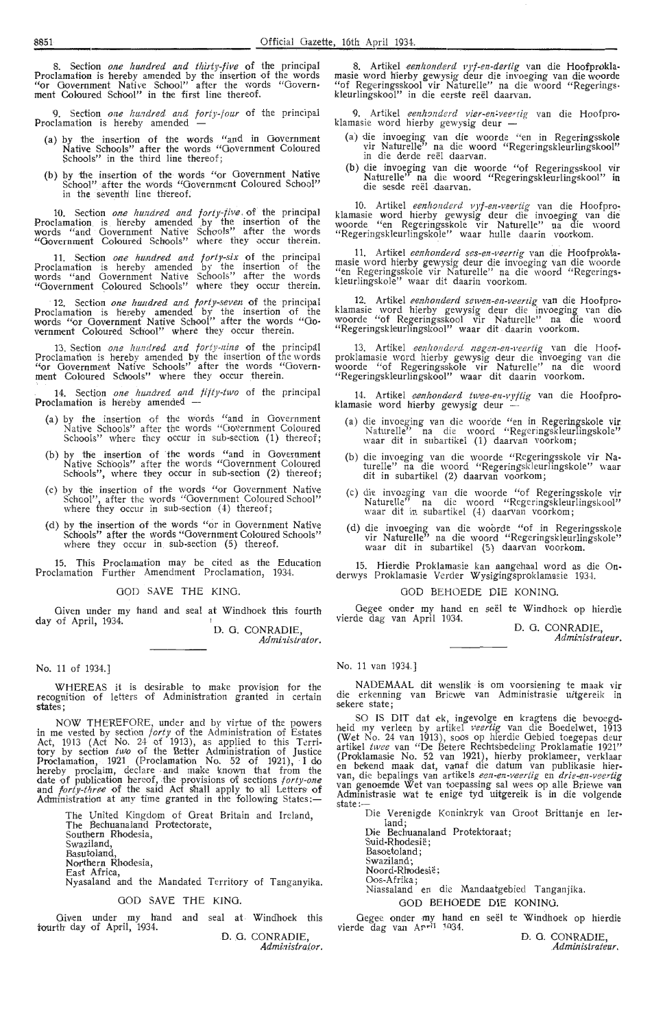8. Section *one hundred and thirty-five* of the principal Proclamation is hereby amended by the insertion of the words "or Government Native School" after the words "Government Coloured School" in the first line thereof.

9. Section *one hundred and forty-four* of the principal Proclamation is hereby amended —

(a) by the insertion of the words "and in Government Native Schools" after the words "Government Coloured Schools" in the third line thereof;

(b) by the insertion of the words "or Government Native School" after the words "Government Coloured School" in the seventh line thereof.

10. Section *one hundred and forty-five* of the principal Proclamation is hereby amended by the insertion of the words "and Government Native Schools" after the words "Government Coloured Schools" where they occur therein.

11. Section *one hundred and forty-six* of the principal Proclamation is hereby amended by the insertion of the words "and Government Native Schools" after the words "Government Coloured Schools" where they occur therein.

12. Section *one hundred and forty-seven* of the principal Proclamation is hereby amended by the insertion of the words "or Government Native School" after the words "Government Coloured School" where they occur therein.

13. Section *one hundred and forty-nine* of the principal Proclamation is hereby amended by the insertion of the words "or Government Native Schools" after the words "Government Coloured Schools" where they occur therein.

14. Section *one hundred and fifty-two* of the principal Proclamation is hereby amended —

(a) by the insertion of the words "and in Government Native Schools" after the words "Government Coloured Schools" where they occur in sub-section (1) thereof;

(b) by the insertion of the words "and in Government Native Schools" after the words "Government Coloured Schools", where they occur in sub-section (2) thereof;

(c) by the insertion of the words "or Government Native School", after the words "Government Coloured School" where they occur in sub-section (4) thereof;

(d) by the insertion of the words "or in Government Native Schools" after the words "Government Coloured Schools" where they occur in sub-section (5) thereof.

15. This Proclamation may be cited as the Education Proclamation Further Amendment Proclamation, 1934.

GOD SAVE THE KING.

Given under my hand and seal at Windhoek this fourth day of April, 1934.

D. G. CONRADIE,
*Administrator.*

8. Artikel *eenhonderd vyf-en-dertig* van die Hoofproklamasie word hierby gewysig deur die invoeging van die woorde "of Regeringsskool vir Naturelle" na die woord "Regeringskleurlingskool" in die eerste reël daarvan.

9. Artikel *eenhonderd vier-en-veertig* van die Hoofproklamasie word hierby gewysig deur —

(a) die invoeging van die woorde "en in Regeringsskole vir Naturelle" na die woord "Regeringskleurlingskool" in die derde reël daarvan.

(b) die invoeging van die woorde "of Regeringsskool vir Naturelle" na die woord "Regeringskleurlingskool" in die sesde reël daarvan.

10. Artikel *eenhonderd vyf-en-veertig* van die Hoofproklamasie word hierby gewysig deur die invoeging van die woorde "en Regeringsskole vir Naturelle" na die woord "Regeringskleurlingskole" waar hulle daarin voorkom.

11. Artikel *eenhonderd ses-en-veertig* van die Hoofproklamasie word hierby gewysig deur die invoeging van die woorde "en Regeringsskole vir Naturelle" na die woord "Regeringskleurlingskole" waar dit daarin voorkom.

12. Artikel *eenhonderd sewen-en-veertig* van die Hoofproklamasie word hierby gewysig deur die invoeging van die woorde "of Regeringsskool vir Naturelle" na die woord "Regeringskleurlingskool" waar dit daarin voorkom.

13. Artikel *eenhonderd negen-en-veertig* van die Hoofproklamasie word hierby gewysig deur die invoeging van die woorde "of Regeringsskole vir Naturelle" na die woord "Regeringskleurlingskool" waar dit daarin voorkom.

14. Artikel *eenhonderd twee-en-vyftig* van die Hoofproklamasie word hierby gewysig deur —

(a) die invoeging van die woorde "en in Regeringsskole vir Naturelle" na die woord "Regeringskleurlingskole" waar dit in subartikel (1) daarvan voorkom;

(b) die invoeging van die woorde "Regeringsskole vir Naturelle" na die woord "Regeringskleurlingskole" waar dit in subartikel (2) daarvan voorkom;

(c) die invoeging van die woorde "of Regeringsskole vir Naturelle" na die woord "Regeringskleurlingskool" waar dit in subartikel (4) daarvan voorkom;

(d) die invoeging van die woorde "of in Regeringsskole vir Naturelle" na die woord "Regeringskleurlingskole" waar dit in subartikel (5) daarvan voorkom.

15. Hierdie Proklamasie kan aangehaal word as die Onderwys Proklamasie Verder Wysigingsproklamasie 1934.

GOD BEHOEDE DIE KONING.

Gegee onder my hand en seël te Windhoek op hierdie vierde dag van April 1934.

D. G. CONRADIE,
*Administrateur.*

No. 11 of 1934.]

WHEREAS it is desirable to make provision for the recognition of letters of Administration granted in certain states;

NOW THEREFORE, under and by virtue of the powers in me vested by section *forty* of the Administration of Estates Act, 1913 (Act No. 24 of 1913), as applied to this Territory by section *two* of the Better Administration of Justice Proclamation, 1921 (Proclamation No. 52 of 1921), I do hereby proclaim, declare and make known that from the date of publication hereof, the provisions of sections *forty-one* and *forty-three* of the said Act shall apply to all Letters of Administration at any time granted in the following States:—

The United Kingdom of Great Britain and Ireland,
The Bechuanaland Protectorate,
Southern Rhodesia,
Swaziland,
Basutoland,
Northern Rhodesia,
East Africa,
Nyasaland and the Mandated Territory of Tanganyika.

GOD SAVE THE KING.

Given under my hand and seal at Windhoek this fourth day of April, 1934.

D. G. CONRADIE,
*Administrator.*

No. 11 van 1934.]

NADEMAAL dit wenslik is om voorsiening te maak vir die erkenning van Briewe van Administrasie uitgereik in sekere state;

SO IS DIT dat ek, ingevolge en kragtens die bevoegdheid my verleen by artikel *veertig* van die Boedelwet, 1913 (Wet No. 24 van 1913), soos op hierdie Gebied toegepas deur artikel *twee* van "De Betere Rechtsbedeling Proklamatie 1921" (Proklamasie No. 52 van 1921), hierby proklameer, verklaar en bekend maak dat, vanaf die datum van publikasie hiervan, die bepalings van artikels *een-en-veertig* en *drie-en-veertig* van genoemde Wet van toepassing sal wees op alle Briewe van Administrasie wat te enige tyd uitgereik is in die volgende state:—

Die Verenigde Koninkryk van Groot Brittanje en Ierland;
Die Bechuanaland Protektoraat;
Suid-Rhodesië;
Basoetoland;
Swaziland;
Noord-Rhodesië;
Oos-Afrika;
Niassaland en die Mandaatgebied Tanganjika.

GOD BEHOEDE DIE KONING.

Gegee onder my hand en seël te Windhoek op hierdie vierde dag van April 1934.

D. G. CONRADIE,
*Administrateur.*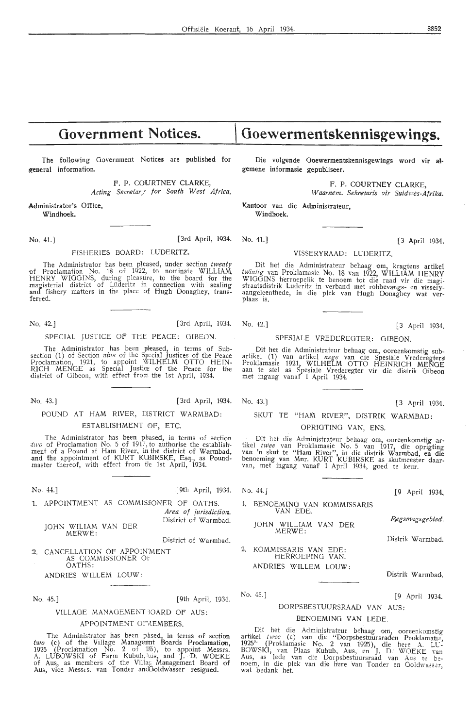# Government Notices.

The following Government Notices are published for general information.

F. P. COURTNEY CLARKE,
*Acting Secretary for South West Africa.*

Administrator's Office,
Windhoek.

No. 41.] [3rd April, 1934.

## FISHERIES BOARD: LUDERITZ.

The Administrator has been pleased, under section *twenty* of Proclamation No. 18 of 1922, to nominate WILLIAM HENRY WIGGINS, during pleasure, to the board for the magisterial district of Lüderitz in connection with sealing and fishery matters in the place of Hugh Donaghey, transferred.

No. 42.] [3rd April, 1934.

## SPECIAL JUSTICE OF THE PEACE: GIBEON.

The Administrator has been pleased, in terms of Subsection (1) of Section *nine* of the Special Justices of the Peace Proclamation, 1921, to appoint WILHELM OTTO HEINRICH MENGE as Special Justice of the Peace for the district of Gibeon, with effect from the 1st April, 1934.

No. 43.] [3rd April, 1934.

## POUND AT HAM RIVER, DISTRICT WARMBAD: ESTABLISHMENT OF, ETC.

The Administrator has been pleased, in terms of section *two* of Proclamation No. 5 of 1917, to authorise the establishment of a Pound at Ham River, in the district of Warmbad, and the appointment of KURT KUBIRSKE, Esq., as Poundmaster thereof, with effect from the 1st April, 1934.

No. 44.] [9th April, 1934.

1. APPOINTMENT AS COMMISSIONER OF OATHS.

| | *Area of jurisdiction.* |
|---|---|
| | District of Warmbad. |
| JOHN WILIAM VAN DER MERWE: | District of Warmbad. |

2. CANCELLATION OF APPOINTMENT AS COMMISSIONER OF OATHS:

ANDRIES WILLEM LOUW:

No. 45.] [9th April, 1934.

## VILLAGE MANAGEMENT BOARD OF AUS: APPOINTMENT OF MEMBERS.

The Administrator has been pleased, in terms of section *two* (c) of the Village Management Boards Proclamation, 1925 (Proclamation No. 2 of 1925), to appoint Messrs. A. LUBOWSKI of Farm Kubub, Aus, and J. D. WOEKE of Aus, as members of the Village Management Board of Aus, vice Messrs. van Tonder and Goldwasser resigned.

# Goewermentskennisgewings.

Die volgende Goewermentskennisgewings word vir algemene informasie gepubliseer.

F. P. COURTNEY CLARKE,
*Waarnem. Sekretaris vir Suidwes-Afrika.*

Kantoor van die Administrateur,
Windhoek.

No. 41.] [3 April 1934.

## VISSERYRAAD: LUDERITZ.

Dit het die Administrateur behaag om, kragtens artikel *twintig* van Proklamasie No. 18 van 1922, WILLIAM HENRY WIGGINS herroepelik te benoem tot die raad vir die magistraatsdistrik Luderitz in verband met robbevangs- en visseryaangeleenthede, in die plek van Hugh Donaghey wat verplaas is.

No. 42.] [3 April 1934.

## SPESIALE VREDEREGTER: GIBEON.

Dit het die Administrateur behaag om, ooreenkomstig subartikel (1) van artikel *nege* van die Spesiale Vrederegters Proklamasie 1921, WILHELM OTTO HEINRICH MENGE aan te stel as Spesiale Vrederegter vir die distrik Gibeon met ingang vanaf 1 April 1934.

No. 43.] [3 April 1934.

## SKUT TE "HAM RIVER", DISTRIK WARMBAD: OPRIGTING VAN, ENS.

Dit het die Administrateur behaag om, ooreenkomstig artikel *twee* van Proklamasie No. 5 van 1917, die oprigting van 'n skut te "Ham River", in die distrik Warmbad, en die benoeming van Mnr. KURT KUBIRSKE as skutmeester daarvan, met ingang vanaf 1 April 1934, goed te keur.

No. 44.] [9 April 1934.

1. BENOEMING VAN KOMMISSARIS VAN EDE.

| | *Regsmagsgebied.* |
|---|---|
| JOHN WILLIAM VAN DER MERWE: | Distrik Warmbad. |

2. KOMMISSARIS VAN EDE: HERROEPING VAN.

ANDRIES WILLEM LOUW: Distrik Warmbad.

No. 45.] [9 April 1934.

## DORPSBESTUURSRAAD VAN AUS: BENOEMING VAN LEDE.

Dit het die Administrateur behaag om, ooreenkomstig artikel *twee* (c) van die "Dorpsbestuursraden Proklamatie, 1925" (Proklamasie No. 2 van 1925), die here A. LUBOWSKI, van Plaas Kubub, Aus, en J. D. WOEKE van Aus, as lede van die Dorpsbestuursraad van Aus te benoem, in die plek van die here van Tonder en Goldwasser, wat bedank het.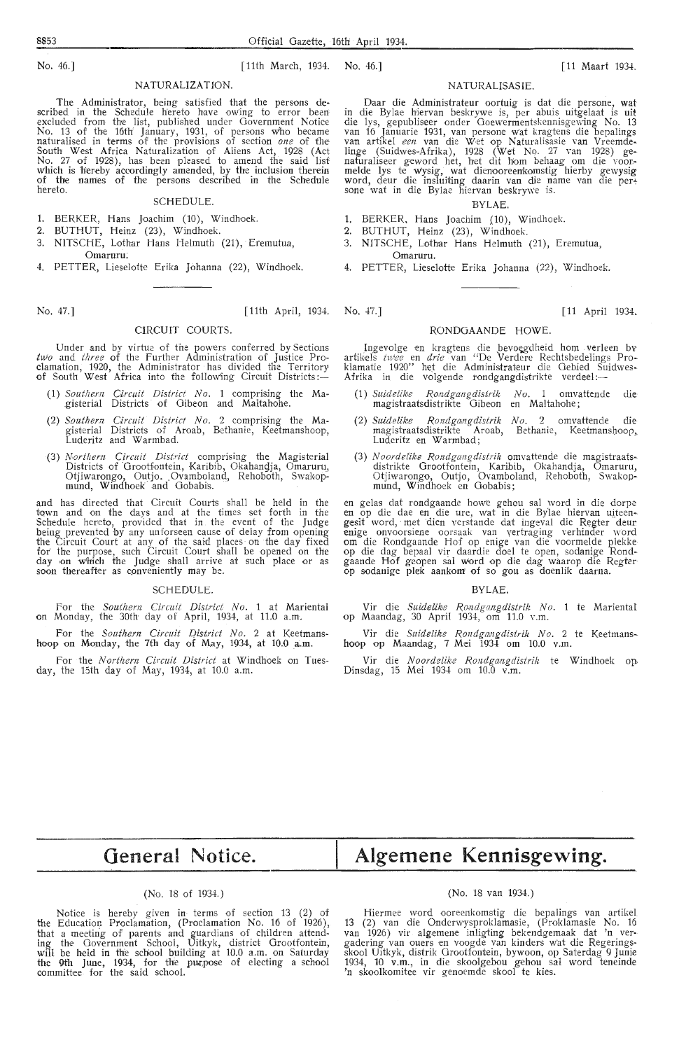No. 46.] [11th March, 1934.

## NATURALIZATION.

The Administrator, being satisfied that the persons described in the Schedule hereto have owing to error been excluded from the list, published under Government Notice No. 13 of the 16th January, 1931, of persons who became naturalised in terms of the provisions of section *one* of the South West Africa Naturalization of Aliens Act, 1928 (Act No. 27 of 1928), has been pleased to amend the said list which is hereby accordingly amended, by the inclusion therein of the names of the persons described in the Schedule hereto.

### SCHEDULE.

1. BERKER, Hans Joachim (10), Windhoek.
2. BUTHUT, Heinz (23), Windhoek.
3. NITSCHE, Lothar Hans Helmuth (21), Eremutua, Omaruru.
4. PETTER, Lieselotte Erika Johanna (22), Windhoek.

No. 46.] [11 Maart 1934.

## NATURALISASIE.

Daar die Administrateur oortuig is dat die persone, wat in die Bylae hiervan beskrywe is, per abuis uitgelaat is uit die lys, gepubliseer onder Goewermentskennisgewing No. 13 van 16 Januarie 1931, van persone wat kragtens die bepalings van artikel *een* van die Wet op Naturalisasie van Vreemdelinge (Suidwes-Afrika), 1928 (Wet No. 27 van 1928) genaturaliseer geword het, het dit hom behaag om die voormelde lys te wysig, wat dienooreenkomstig hierby gewysig word, deur die insluiting daarin van die name van die persone wat in die Bylae hiervan beskrywe is.

### BYLAE.

1. BERKER, Hans Joachim (10), Windhoek.
2. BUTHUT, Heinz (23), Windhoek.
3. NITSCHE, Lothar Hans Helmuth (21), Eremutua, Omaruru.
4. PETTER, Lieselotte Erika Johanna (22), Windhoek.

---

No. 47.] [11th April, 1934.

## CIRCUIT COURTS.

Under and by virtue of the powers conferred by Sections *two* and *three* of the Further Administration of Justice Proclamation, 1920, the Administrator has divided the Territory of South West Africa into the following Circuit Districts:—

(1) *Southern Circuit District No.* 1 comprising the Magisterial Districts of Gibeon and Maltahohe.

(2) *Southern Circuit District No.* 2 comprising the Magisterial Districts of Aroab, Bethanie, Keetmanshoop, Luderitz and Warmbad.

(3) *Northern Circuit District* comprising the Magisterial Districts of Grootfontein, Karibib, Okahandja, Omaruru, Otjiwarongo, Outjo, Ovamboland, Rehoboth, Swakopmund, Windhoek and Gobabis.

and has directed that Circuit Courts shall be held in the town and on the days and at the times set forth in the Schedule hereto, provided that in the event of the Judge being prevented by any unforseen cause of delay from opening the Circuit Court at any of the said places on the day fixed for the purpose, such Circuit Court shall be opened on the day on which the Judge shall arrive at such place or as soon thereafter as conveniently may be.

### SCHEDULE.

For the *Southern Circuit District No.* 1 at Mariental on Monday, the 30th day of April, 1934, at 11.0 a.m.

For the *Southern Circuit District No.* 2 at Keetmanshoop on Monday, the 7th day of May, 1934, at 10.0 a.m.

For the *Northern Circuit District* at Windhoek on Tuesday, the 15th day of May, 1934, at 10.0 a.m.

No. 47.] [11 April 1934.

## RONDGAANDE HOWE.

Ingevolge en kragtens die bevoegdheid hom verleen by artikels *twee* en *drie* van "De Verdere Rechtsbedelings Proklamatie 1920" het die Administrateur die Gebied Suidwes-Afrika in die volgende rondgangdistrikte verdeel:—

(1) *Suidelike Rondgangdistrik No.* 1 omvattende die magistraatsdistrikte Gibeon en Maltahohe;

(2) *Suidelike Rondgangdistrik No.* 2 omvattende die magistraatsdistrikte Aroab, Bethanie, Keetmanshoop, Luderitz en Warmbad;

(3) *Noordelike Rondgangdistrik* omvattende die magistraatsdistrikte Grootfontein, Karibib, Okahandja, Omaruru, Otjiwarongo, Outjo, Ovamboland, Rehoboth, Swakopmund, Windhoek en Gobabis;

en gelas dat rondgaande howe gehou sal word in die dorpe en op die dae en die ure, wat in die Bylae hiervan uiteengesit word, met dien verstande dat ingeval die Regter deur enige onvoorsiene oorsaak van vertraging verhinder word om die Rondgaande Hof op enige van die voormelde plekke op die dag bepaal vir daardie doel te open, sodanige Rondgaande Hof geopen sal word op die dag waarop die Regter op sodanige plek aankom of so gou as doenlik daarna.

### BYLAE.

Vir die *Suidelike Rondgangdistrik No.* 1 te Mariental op Maandag, 30 April 1934, om 11.0 v.m.

Vir die *Suidelike Rondgangdistrik No.* 2 te Keetmanshoop op Maandag, 7 Mei 1934 om 10.0 v.m.

Vir die *Noordelike Rondgangdistrik* te Windhoek op Dinsdag, 15 Mei 1934 om 10.0 v.m.

---

# General Notice.

(No. 18 of 1934.)

Notice is hereby given in terms of section 13 (2) of the Education Proclamation, (Proclamation No. 16 of 1926), that a meeting of parents and guardians of children attending the Government School, Uitkyk, district Grootfontein, will be held in the school building at 10.0 a.m. on Saturday the 9th June, 1934, for the purpose of electing a school committee for the said school.

# Algemene Kennisgewing.

(No. 18 van 1934.)

Hiermee word ooreenkomstig die bepalings van artikel 13 (2) van die Onderwysproklamasie, (Proklamasie No. 16 van 1926) vir algemene inligting bekendgemaak dat 'n vergadering van ouers en voogde van kinders wat die Regeringskool Uitkyk, distrik Grootfontein, bywoon, op Saterdag 9 Junie 1934, 10 v.m., in die skoolgebou gehou sal word teneinde 'n skoolkomitee vir genoemde skool te kies.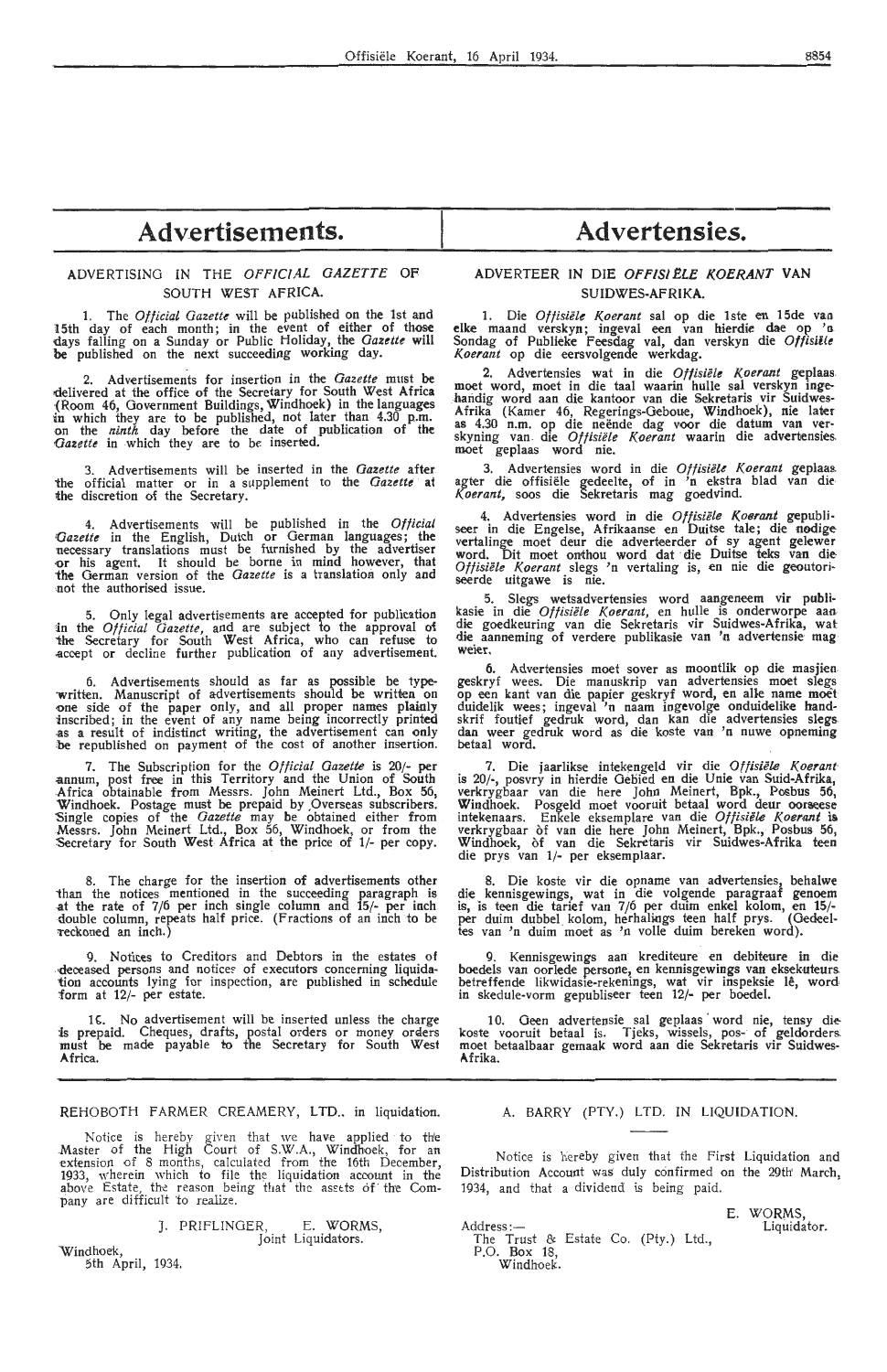# Advertisements.

## ADVERTISING IN THE *OFFICIAL GAZETTE* OF SOUTH WEST AFRICA.

1. The *Official Gazette* will be published on the 1st and 15th day of each month; in the event of either of those days falling on a Sunday or Public Holiday, the *Gazette* will be published on the next succeeding working day.

2. Advertisements for insertion in the *Gazette* must be delivered at the office of the Secretary for South West Africa (Room 46, Government Buildings, Windhoek) in the languages in which they are to be published, not later than 4.30 p.m. on the *ninth* day before the date of publication of the *Gazette* in which they are to be inserted.

3. Advertisements will be inserted in the *Gazette* after the official matter or in a supplement to the *Gazette* at the discretion of the Secretary.

4. Advertisements will be published in the *Official Gazette* in the English, Dutch or German languages; the necessary translations must be furnished by the advertiser or his agent. It should be borne in mind however, that the German version of the *Gazette* is a translation only and not the authorised issue.

5. Only legal advertisements are accepted for publication in the *Official Gazette*, and are subject to the approval of the Secretary for South West Africa, who can refuse to accept or decline further publication of any advertisement.

6. Advertisements should as far as possible be typewritten. Manuscript of advertisements should be written on one side of the paper only, and all proper names plainly inscribed; in the event of any name being incorrectly printed as a result of indistinct writing, the advertisement can only be republished on payment of the cost of another insertion.

7. The Subscription for the *Official Gazette* is 20/- per annum, post free in this Territory and the Union of South Africa obtainable from Messrs. John Meinert Ltd., Box 56, Windhoek. Postage must be prepaid by Overseas subscribers. Single copies of the *Gazette* may be obtained either from Messrs. John Meinert Ltd., Box 56, Windhoek, or from the Secretary for South West Africa at the price of 1/- per copy.

8. The charge for the insertion of advertisements other than the notices mentioned in the succeeding paragraph is at the rate of 7/6 per inch single column and 15/- per inch double column, repeats half price. (Fractions of an inch to be reckoned an inch.)

9. Notices to Creditors and Debtors in the estates of deceased persons and notices of executors concerning liquidation accounts lying for inspection, are published in schedule form at 12/- per estate.

10. No advertisement will be inserted unless the charge is prepaid. Cheques, drafts, postal orders or money orders must be made payable to the Secretary for South West Africa.

# Advertensies.

## ADVERTEER IN DIE *OFFISIËLE KOERANT* VAN SUIDWES-AFRIKA.

1. Die *Offisiële Koerant* sal op die 1ste en 15de van elke maand verskyn; ingeval een van hierdie dae op 'n Sondag of Publieke Feesdag val, dan verskyn die *Offisiële Koerant* op die eersvolgende werkdag.

2. Advertensies wat in die *Offisiële Koerant* geplaas moet word, moet in die taal waarin hulle sal verskyn ingehandig word aan die kantoor van die Sekretaris vir Suidwes-Afrika (Kamer 46, Regerings-Geboue, Windhoek), nie later as 4.30 n.m. op die neënde dag voor die datum van verskyning van die *Offisiële Koerant* waarin die advertensies moet geplaas word nie.

3. Advertensies word in die *Offisiële Koerant* geplaas agter die offisiële gedeelte, of in 'n ekstra blad van die *Koerant*, soos die Sekretaris mag goedvind.

4. Advertensies word in die *Offisiële Koerant* gepubliseer in die Engelse, Afrikaanse en Duitse tale; die nodige vertalinge moet deur die adverteerder of sy agent gelewer word. Dit moet onthou word dat die Duitse teks van die *Offisiële Koerant* slegs 'n vertaling is, en nie die geoutoriseerde uitgawe is nie.

5. Slegs wetsadvertensies word aangeneem vir publikasie in die *Offisiële Koerant*, en hulle is onderworpe aan die goedkeuring van die Sekretaris vir Suidwes-Afrika, wat die aanneming of verdere publikasie van 'n advertensie mag weier.

6. Advertensies moet sover as moontlik op die masjien geskryf wees. Die manuskrip van advertensies moet slegs op een kant van die papier geskryf word, en alle name moet duidelik wees; ingeval 'n naam ingevolge onduidelike handskrif foutief gedruk word, dan kan die advertensies slegs dan weer gedruk word as die koste van 'n nuwe opneming betaal word.

7. Die jaarlikse intekengeld vir die *Offisiële Koerant* is 20/-, posvry in hierdie Gebied en die Unie van Suid-Afrika, verkrygbaar van die here John Meinert, Bpk., Posbus 56, Windhoek. Posgeld moet vooruit betaal word deur oorseese intekenaars. Enkele eksemplare van die *Offisiële Koerant* is verkrygbaar òf van die here John Meinert, Bpk., Posbus 56, Windhoek, òf van die Sekretaris vir Suidwes-Afrika teen die prys van 1/- per eksemplaar.

8. Die koste vir die opname van advertensies, behalwe die kennisgewings, wat in die volgende paragraaf genoem is, is teen die tarief van 7/6 per duim enkel kolom, en 15/- per duim dubbel kolom, herhalings teen half prys. (Gedeeltes van 'n duim moet as 'n volle duim bereken word).

9. Kennisgewings aan krediteure en debiteure in die boedels van oorlede persone, en kennisgewings van eksekuteurs betreffende likwidasie-rekenings, wat vir inspeksie lê, word in skedule-vorm gepubliseer teen 12/- per boedel.

10. Geen advertensie sal geplaas word nie, tensy die koste vooruit betaal is. Tjeks, wissels, pos- of geldorders moet betaalbaar gemaak word aan die Sekretaris vir Suidwes-Afrika.

---

REHOBOTH FARMER CREAMERY, LTD., in liquidation.

Notice is hereby given that we have applied to the Master of the High Court of S.W.A., Windhoek, for an extension of 8 months, calculated from the 16th December, 1933, wherein which to file the liquidation account in the above Estate, the reason being that the assets of the Company are difficult to realize.

J. PRIFLINGER, E. WORMS,
Joint Liquidators.

Windhoek,
5th April, 1934.

---

A. BARRY (PTY.) LTD. IN LIQUIDATION.

Notice is hereby given that the First Liquidation and Distribution Account was duly confirmed on the 29th March, 1934, and that a dividend is being paid.

E. WORMS,
Liquidator.

Address:—
The Trust & Estate Co. (Pty.) Ltd.,
P.O. Box 18,
Windhoek.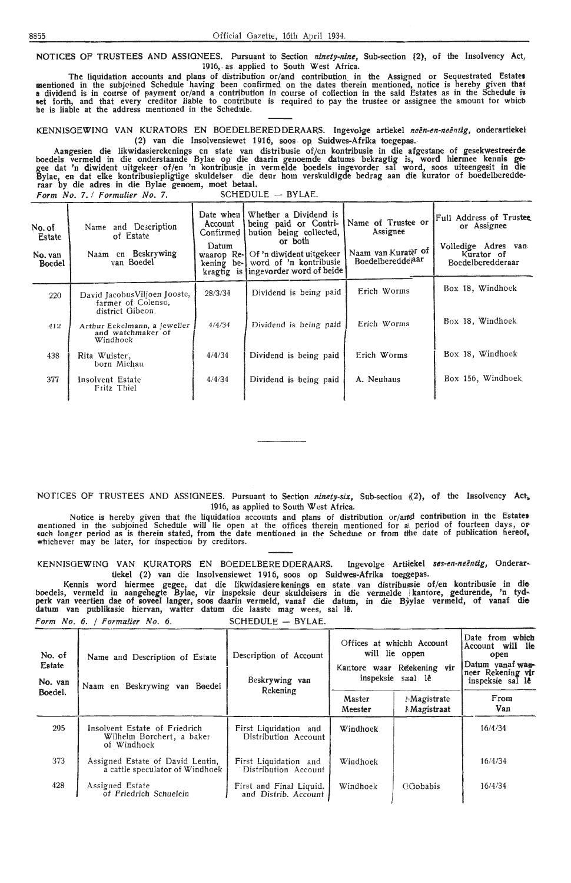NOTICES OF TRUSTEES AND ASSIGNEES. Pursuant to Section *ninety-nine,* Sub-section (2), of the Insolvency Act, 1916, as applied to South West Africa.

The liquidation accounts and plans of distribution or/and contribution in the Assigned or Sequestrated Estates mentioned in the subjoined Schedule having been confirmed on the dates therein mentioned, notice is hereby given that a dividend is in course of payment or/and a contribution in course of collection in the said Estates as in the Schedule is set forth, and that every creditor liable to contribute is required to pay the trustee or assignee the amount for which he is liable at the address mentioned in the Schedule.

KENNISGEWING VAN KURATORS EN BOEDELBEREDDERAARS. Ingevolge artiekel *neën-en-neëntig,* onderartiekel (2) van die Insolvensiewet 1916, soos op Suidwes-Afrika toegepas.

Aangesien die likwidasierekenings en state van distribusie of/en kontribusie in die afgestane of gesekwestreerde boedels vermeld in die onderstaande Bylae op die daarin genoemde datums bekragtig is, word hiermee kennis gegee dat 'n diwident uitgekeer of/en 'n kontribusie in vermelde boedels ingevorder sal word, soos uiteengesit in die Bylae, en dat elke kontribusiepligtige skuldeiser die deur hom verskuldigde bedrag aan die kurator of boedelberedderaar by die adres in die Bylae genoem, moet betaal.

*Form No. 7. / Formulier No. 7.* SCHEDULE — BYLAE.

| No. of Estate / No. van Boedel | Name and Description of Estate / Naam en Beskrywing van Boedel | Date when Account Confirmed / Datum waarop Rekening bekragtig is | Whether a Dividend is being paid or Contribution being collected, or both / Of 'n diwident uitgekeer word of 'n kontribusie ingevorder word of beide | Name of Trustee or Assignee / Naam van Kurator of Boedelberedderaar | Full Address of Trustee or Assignee / Volledige Adres van Kurator of Boedelberedderaar |
|---|---|---|---|---|---|
| 220 | David Jacobus Viljoen Jooste, farmer of Colenso, district Gibeon | 28/3/34 | Dividend is being paid | Erich Worms | Box 18, Windhoek |
| 412 | Arthur Eckelmann, a jeweller and watchmaker of Windhoek | 4/4/34 | Dividend is being paid | Erich Worms | Box 18, Windhoek |
| 438 | Rita Wuister, born Michau | 4/4/34 | Dividend is being paid | Erich Worms | Box 18, Windhoek |
| 377 | Insolvent Estate Fritz Thiel | 4/4/34 | Dividend is being paid | A. Neuhaus | Box 156, Windhoek |

NOTICES OF TRUSTEES AND ASSIGNEES. Pursuant to Section *ninety-six,* Sub-section (2), of the Insolvency Act, 1916, as applied to South West Africa.

Notice is hereby given that the liquidation accounts and plans of distribution or/and contribution in the Estates mentioned in the subjoined Schedule will lie open at the offices therein mentioned for a period of fourteen days, or such longer period as is therein stated, from the date mentioned in the Schedule or from the date of publication hereof, whichever may be later, for inspection by creditors.

KENNISGEWING VAN KURATORS EN BOEDELBEREDDERAARS. Ingevolge Artiekel *ses-en-neëntig,* Onderartiekel (2) van die Insolvensiewet 1916, soos op Suidwes-Afrika toegepas.

Kennis word hiermee gegee, dat die likwidasierekenings en state van distribusie of/en kontribusie in die boedels, vermeld in aangehegte Bylae, vir inspeksie deur skuldeisers in die vermelde kantore, gedurende, 'n tydperk van veertien dae of soveel langer, soos daarin vermeld, vanaf die datum, in die Bylae vermeld, of vanaf die datum van publikasie hiervan, watter datum die laaste mag wees, sal lê.

*Form No. 6. / Formulier No. 6.* SCHEDULE — BYLAE.

| No. of Estate / No. van Boedel. | Name and Description of Estate / Naam en Beskrywing van Boedel | Description of Account / Beskrywing van Rekening | Offices at which Account will lie open / Kantore waar Rekening vir inspeksie sal lê | | Date from which Account will lie open / Datum vanaf wanneer Rekening vir inspeksie sal lê |
|---|---|---|---|---|---|
| | | | Master / Meester | Magistrate / Magistraat | From / Van |
| 295 | Insolvent Estate of Friedrich Wilhelm Borchert, a baker of Windhoek | First Liquidation and Distribution Account | Windhoek | | 16/4/34 |
| 373 | Assigned Estate of David Lentin, a cattle speculator of Windhoek | First Liquidation and Distribution Account | Windhoek | | 16/4/34 |
| 428 | Assigned Estate of Friedrich Schuelein | First and Final Liquid. and Distrib. Account | Windhoek | Gobabis | 16/4/34 |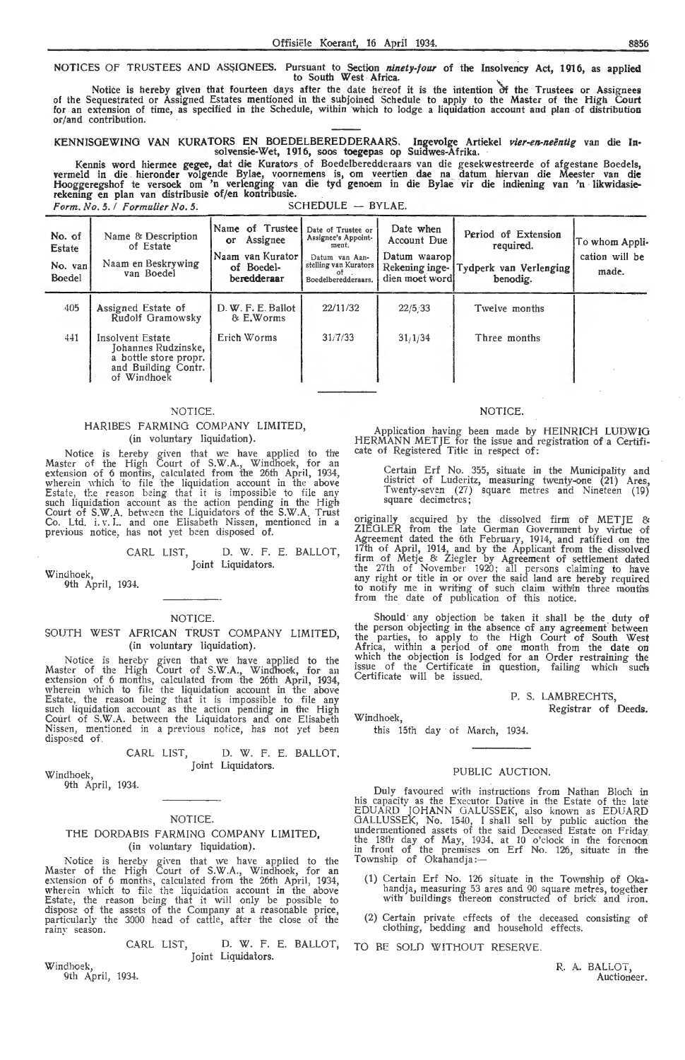**NOTICES OF TRUSTEES AND ASSIGNEES.** Pursuant to Section *ninety-four* of the Insolvency Act, 1916, as applied to South West Africa.

Notice is hereby given that fourteen days after the date hereof it is the intention of the Trustees or Assignees of the Sequestrated or Assigned Estates mentioned in the subjoined Schedule to apply to the Master of the High Court for an extension of time, as specified in the Schedule, within which to lodge a liquidation account and plan of distribution or/and contribution.

**KENNISGEWING VAN KURATORS EN BOEDELBEREDDERAARS.** Ingevolge Artiekel *vier-en-neëntig* van die Insolvensie-Wet, 1916, soos toegepas op Suidwes-Afrika.

Kennis word hiermee gegee, dat die Kurators of Boedelberedderaars van die gesekwestreerde of afgestane Boedels, vermeld in die hieronder volgende Bylae, voornemens is, om veertien dae na datum hiervan die Meester van die Hooggeregshof te versoek om 'n verlenging van die tyd genoem in die Bylae vir die indiening van 'n likwidasie-rekening en plan van distribusie of/en kontribusie.

*Form. No. 5. / Formulier No. 5.* SCHEDULE — BYLAE.

| No. of Estate / No. van Boedel | Name & Description of Estate / Naam en Beskrywing van Boedel | Name of Trustee or Assignee / Naam van Kurator of Boedel-beredderaar | Date of Trustee or Assignee's Appointment. / Datum van Aanstelling van Kurators of Boedelberedderaars. | Date when Account Due / Datum waarop Rekening ingedien moet word | Period of Extension required. / Tydperk van Verlenging benodig. | To whom Application will be made. |
|---|---|---|---|---|---|---|
| 405 | Assigned Estate of Rudolf Gramowsky | D. W. F. E. Ballot & E. Worms | 22/11/32 | 22/5/33 | Twelve months | |
| 441 | Insolvent Estate Johannes Rudzinske, a bottle store propr. and Building Contr. of Windhoek | Erich Worms | 31/7/33 | 31/1/34 | Three months | |

## NOTICE.

### HARIBES FARMING COMPANY LIMITED, (in voluntary liquidation).

Notice is hereby given that we have applied to the Master of the High Court of S.W.A., Windhoek, for an extension of 6 months, calculated from the 26th April, 1934, wherein which to file the liquidation account in the above Estate, the reason being that it is impossible to file any such liquidation account as the action pending in the High Court of S.W.A. between the Liquidators of the S.W.A. Trust Co. Ltd. i. v. L. and one Elisabeth Nissen, mentioned in a previous notice, has not yet been disposed of.

CARL LIST, D. W. F. E. BALLOT,
Joint Liquidators.

Windhoek,
9th April, 1934.

## NOTICE.

### SOUTH WEST AFRICAN TRUST COMPANY LIMITED, (in voluntary liquidation).

Notice is hereby given that we have applied to the Master of the High Court of S.W.A., Windhoek, for an extension of 6 months, calculated from the 26th April, 1934, wherein which to file the liquidation account in the above Estate, the reason being that it is impossible to file any such liquidation account as the action pending in the High Court of S.W.A. between the Liquidators and one Elisabeth Nissen, mentioned in a previous notice, has not yet been disposed of.

CARL LIST, D. W. F. E. BALLOT,
Joint Liquidators.

Windhoek,
9th April, 1934.

## NOTICE.

### THE DORDABIS FARMING COMPANY LIMITED, (in voluntary liquidation).

Notice is hereby given that we have applied to the Master of the High Court of S.W.A., Windhoek, for an extension of 6 months, calculated from the 26th April, 1934, wherein which to file the liquidation account in the above Estate, the reason being that it will only be possible to dispose of the assets of the Company at a reasonable price, particularly the 3000 head of cattle, after the close of the rainy season.

CARL LIST, D. W. F. E. BALLOT,
Joint Liquidators.

Windhoek,
9th April, 1934.

## NOTICE.

Application having been made by HEINRICH LUDWIG HERMANN METJE for the issue and registration of a Certificate of Registered Title in respect of:

> Certain Erf No. 355, situate in the Municipality and district of Luderitz, measuring twenty-one (21) Ares, Twenty-seven (27) square metres and Nineteen (19) square decimetres;

originally acquired by the dissolved firm of METJE & ZIEGLER from the late German Government by virtue of Agreement dated the 6th February, 1914, and ratified on the 17th of April, 1914, and by the Applicant from the dissolved firm of Metje & Ziegler by Agreement of settlement dated the 27th of November 1920; all persons claiming to have any right or title in or over the said land are hereby required to notify me in writing of such claim within three months from the date of publication of this notice.

Should any objection be taken it shall be the duty of the person objecting in the absence of any agreement between the parties, to apply to the High Court of South West Africa, within a period of one month from the date on which the objection is lodged for an Order restraining the issue of the Certificate in question, failing which such Certificate will be issued.

P. S. LAMBRECHTS,
Registrar of Deeds.

Windhoek,
this 15th day of March, 1934.

## PUBLIC AUCTION.

Duly favoured with instructions from Nathan Bloch in his capacity as the Executor Dative in the Estate of the late EDUARD JOHANN GALUSSEK, also known as EDUARD GALLUSSEK, No. 1540, I shall sell by public auction the undermentioned assets of the said Deceased Estate on Friday the 18th day of May, 1934, at 10 o'clock in the forenoon in front of the premises on Erf No. 126, situate in the Township of Okahandja:—

1. Certain Erf No. 126 situate in the Township of Okahandja, measuring 53 ares and 90 square metres, together with buildings thereon constructed of brick and iron.
2. Certain private effects of the deceased consisting of clothing, bedding and household effects.

TO BE SOLD WITHOUT RESERVE.

R. A. BALLOT,
Auctioneer.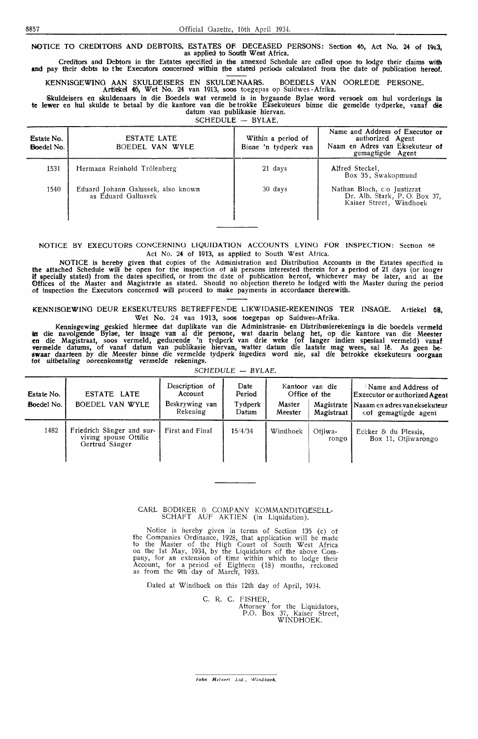**NOTICE TO CREDITORS AND DEBTORS. ESTATES OF DECEASED PERSONS: Section 46, Act No. 24 of 1913, as applied to South West Africa.**

**Creditors and Debtors in the Estates specified in the annexed Schedule are called upon to lodge their claims with and pay their debts to the Executors concerned within the stated periods calculated from the date of publication hereof.**

**KENNISGEWING AAN SKULDEISERS EN SKULDENAARS. BOEDELS VAN OORLEDE PERSONE. Artiekel 46, Wet No. 24 van 1913, soos toegepas op Suidwes-Afrika.**

**Skuldeisers en skuldenaars in die Boedels wat vermeld is in bygaande Bylae word versoek om hul vorderings in te lewer en hul skulde te betaal by die kantore van die betrokke Eksekuteurs binne die gemelde tydperke, vanaf die datum van publikasie hiervan.**

SCHEDULE — BYLAE.

| Estate No. Boedel No. | ESTATE LATE BOEDEL VAN WYLE | Within a period of Binne 'n tydperk van | Name and Address of Executor or authorized Agent Naam en Adres van Eksekuteur of gemagtigde Agent |
|---|---|---|---|
| 1531 | Hermann Reinhold Trölenberg | 21 days | Alfred Steckel, Box 35, Swakopmund |
| 1540 | Eduard Johann Galussek, also known as Eduard Gallussek | 30 days | Nathan Bloch, c/o Justizrat Dr. Alb. Stark, P. O. Box 37, Kaiser Street, Windhoek |

---

NOTICE BY EXECUTORS CONCERNING LIQUIDATION ACCOUNTS LYING FOR INSPECTION: Section 68 Act No. 24 of 1913, as applied to South West Africa.

**NOTICE is hereby given that copies of the Administration and Distribution Accounts in the Estates specified in the attached Schedule will be open for the inspection of all persons interested therein for a period of 21 days (or longer if specially stated) from the dates specified, or from the date of publication hereof, whichever may be later, and at the Offices of the Master and Magistrate as stated. Should no objection thereto be lodged with the Master during the period of inspection the Executors concerned will proceed to make payments in accordance therewith.**

---

**KENNISGEWING DEUR EKSEKUTEURS BETREFFENDE LIKWIDASIE-REKENINGS TER INSAGE. Artiekel 68, Wet No. 24 van 1913, soos toegepas op Suidwes-Afrika.**

**Kennisgewing geskied hiermee dat duplikate van die Administrasie- en Distribusierekenings in die boedels vermeld in die navolgende Bylae, ter insage van al die persone, wat daarin belang het, op die kantore van die Meester en die Magistraat, soos vermeld, gedurende 'n tydperk van drie weke (of langer indien spesiaal vermeld) vanaf vermelde datums, of vanaf datum van publikasie hiervan, watter datum die laatste mag wees, sal lê. As geen beswaar daarteen by die Meester binne die vermelde tydperk ingedien word nie, sal die betrokke eksekuteurs oorgaan tot uitbetaling ooreenkomstig vermelde rekenings.**

*SCHEDULE — BYLAE.*

| Estate No. Boedel No. | ESTATE LATE BOEDEL VAN WYLE | Description of Account Beskrywing van Rekening | Date Period Tydperk Datum | Kantoor van die Office of the Master Meester | Magistrate Magistraat | Name and Address of Executor or authorized Agent Naam en adres van eksekuteur of gemagtigde agent |
|---|---|---|---|---|---|---|
| 1482 | Friedrich Sänger and surviving spouse Ottilie Gertrud Sänger | First and Final | 15/4/34 | Windhoek | Otjiwarongo | Eccker & du Plessis, Box 11, Otjiwarongo |

---

CARL BODIKER & COMPANY KOMMANDITGESELLSCHAFT AUF AKTIEN (in Liquidation).

Notice is hereby given in terms of Section 135 (c) of the Companies Ordinance, 1928, that application will be made to the Master of the High Court of South West Africa on the 1st May, 1934, by the Liquidators of the above Company, for an extension of time within which to lodge their Account, for a period of Eighteen (18) months, reckoned as from the 9th day of March, 1933.

Dated at Windhoek on this 12th day of April, 1934.

C. R. C. FISHER,
Attorney for the Liquidators,
P.O. Box 37, Kaiser Street,
WINDHOEK.

*John Meinert Ltd., Windhoek.*